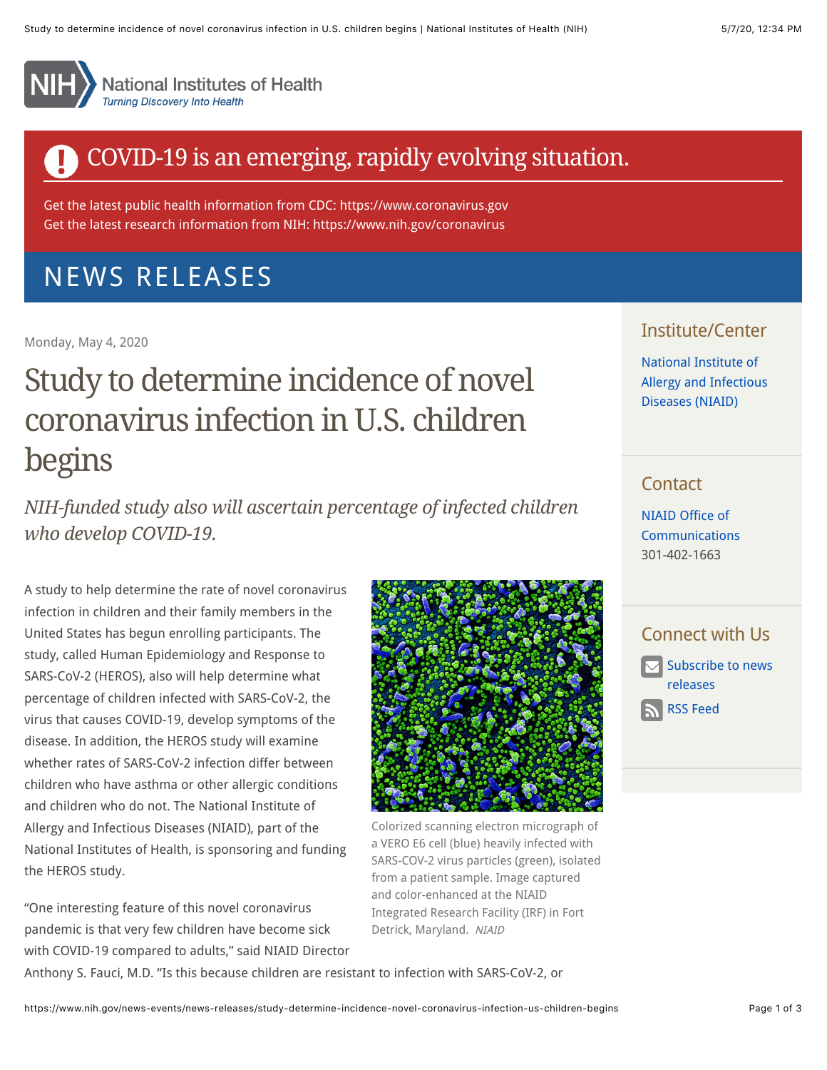# National Institutes of Health

*Turning Discovery Into Health*

## COVID-19 is an emerging, rapidly evolving situation.

Get the latest public health information from CDC: https://www.coronavirus.gov
Get the latest research information from NIH: https://www.nih.gov/coronavirus

## NEWS RELEASES

Monday, May 4, 2020

# Study to determine incidence of novel coronavirus infection in U.S. children begins

*NIH-funded study also will ascertain percentage of infected children who develop COVID-19.*

A study to help determine the rate of novel coronavirus infection in children and their family members in the United States has begun enrolling participants. The study, called Human Epidemiology and Response to SARS-CoV-2 (HEROS), also will help determine what percentage of children infected with SARS-CoV-2, the virus that causes COVID-19, develop symptoms of the disease. In addition, the HEROS study will examine whether rates of SARS-CoV-2 infection differ between children who have asthma or other allergic conditions and children who do not. The National Institute of Allergy and Infectious Diseases (NIAID), part of the National Institutes of Health, is sponsoring and funding the HEROS study.

Colorized scanning electron micrograph of a VERO E6 cell (blue) heavily infected with SARS-COV-2 virus particles (green), isolated from a patient sample. Image captured and color-enhanced at the NIAID Integrated Research Facility (IRF) in Fort Detrick, Maryland. *NIAID*

"One interesting feature of this novel coronavirus pandemic is that very few children have become sick with COVID-19 compared to adults," said NIAID Director Anthony S. Fauci, M.D. "Is this because children are resistant to infection with SARS-CoV-2, or

### Institute/Center

National Institute of Allergy and Infectious Diseases (NIAID)

### Contact

NIAID Office of Communications
301-402-1663

### Connect with Us

Subscribe to news releases

RSS Feed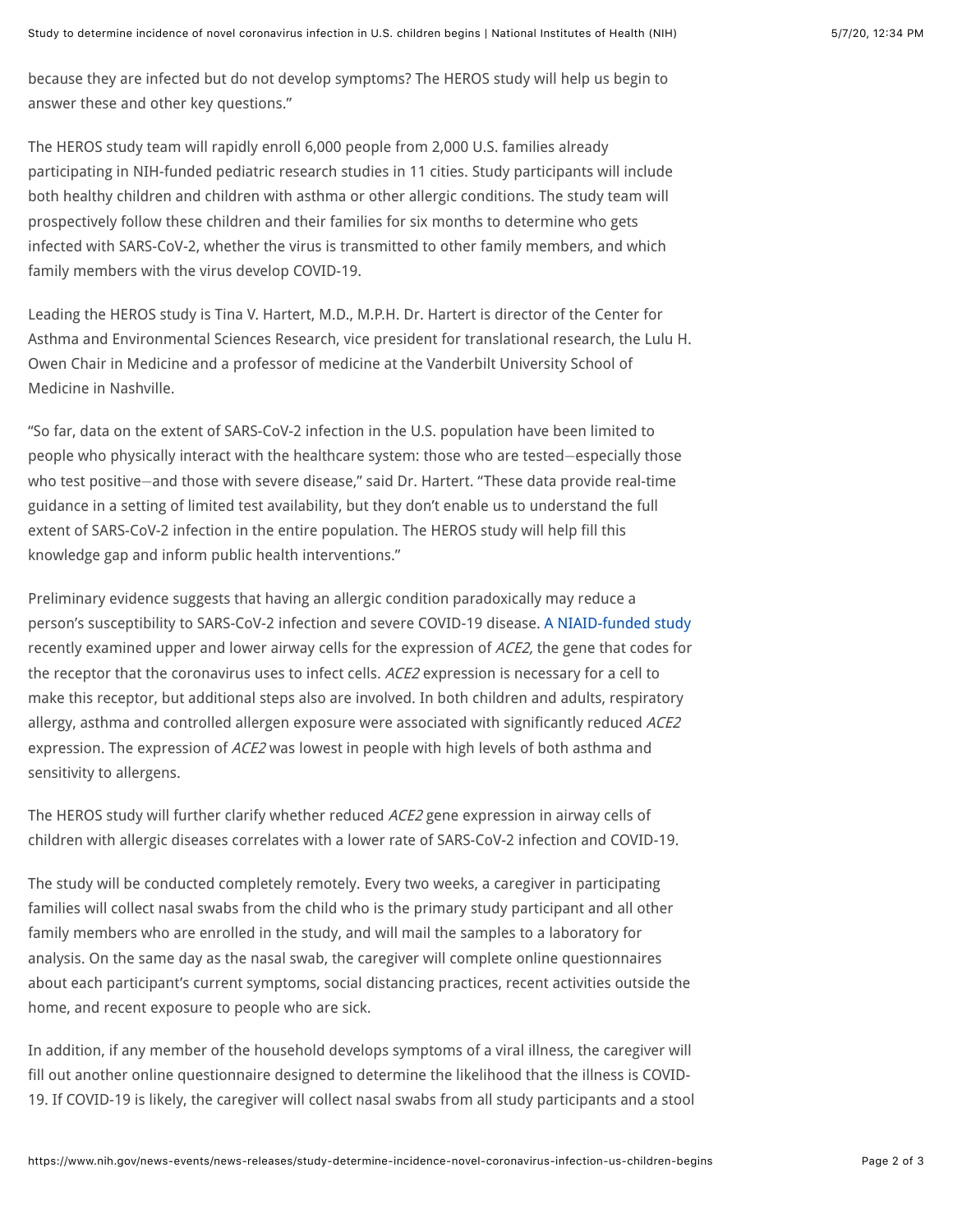because they are infected but do not develop symptoms? The HEROS study will help us begin to answer these and other key questions."

The HEROS study team will rapidly enroll 6,000 people from 2,000 U.S. families already participating in NIH-funded pediatric research studies in 11 cities. Study participants will include both healthy children and children with asthma or other allergic conditions. The study team will prospectively follow these children and their families for six months to determine who gets infected with SARS-CoV-2, whether the virus is transmitted to other family members, and which family members with the virus develop COVID-19.

Leading the HEROS study is Tina V. Hartert, M.D., M.P.H. Dr. Hartert is director of the Center for Asthma and Environmental Sciences Research, vice president for translational research, the Lulu H. Owen Chair in Medicine and a professor of medicine at the Vanderbilt University School of Medicine in Nashville.

"So far, data on the extent of SARS-CoV-2 infection in the U.S. population have been limited to people who physically interact with the healthcare system: those who are tested—especially those who test positive—and those with severe disease," said Dr. Hartert. "These data provide real-time guidance in a setting of limited test availability, but they don't enable us to understand the full extent of SARS-CoV-2 infection in the entire population. The HEROS study will help fill this knowledge gap and inform public health interventions."

Preliminary evidence suggests that having an allergic condition paradoxically may reduce a person's susceptibility to SARS-CoV-2 infection and severe COVID-19 disease. A NIAID-funded study recently examined upper and lower airway cells for the expression of *ACE2,* the gene that codes for the receptor that the coronavirus uses to infect cells. *ACE2* expression is necessary for a cell to make this receptor, but additional steps also are involved. In both children and adults, respiratory allergy, asthma and controlled allergen exposure were associated with significantly reduced *ACE2* expression. The expression of *ACE2* was lowest in people with high levels of both asthma and sensitivity to allergens.

The HEROS study will further clarify whether reduced *ACE2* gene expression in airway cells of children with allergic diseases correlates with a lower rate of SARS-CoV-2 infection and COVID-19.

The study will be conducted completely remotely. Every two weeks, a caregiver in participating families will collect nasal swabs from the child who is the primary study participant and all other family members who are enrolled in the study, and will mail the samples to a laboratory for analysis. On the same day as the nasal swab, the caregiver will complete online questionnaires about each participant's current symptoms, social distancing practices, recent activities outside the home, and recent exposure to people who are sick.

In addition, if any member of the household develops symptoms of a viral illness, the caregiver will fill out another online questionnaire designed to determine the likelihood that the illness is COVID-19. If COVID-19 is likely, the caregiver will collect nasal swabs from all study participants and a stool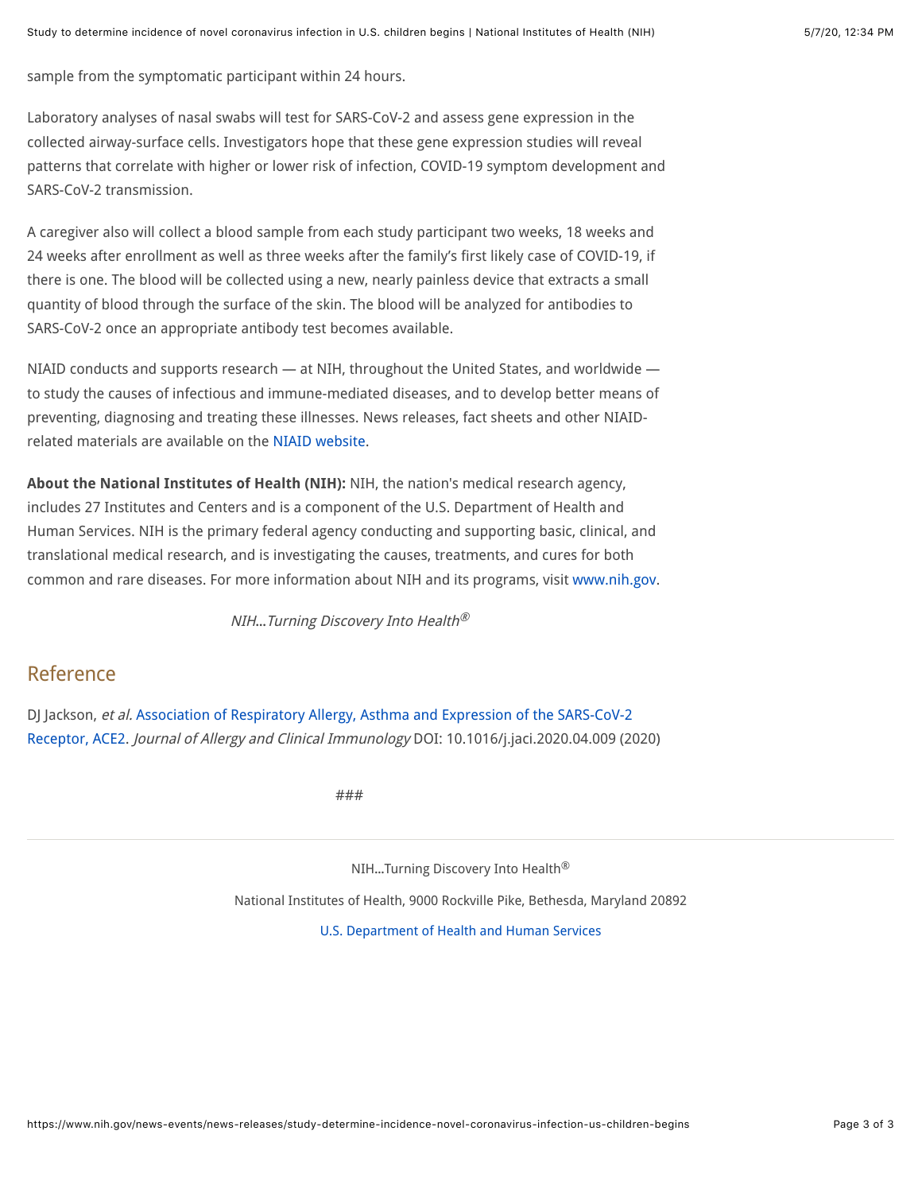sample from the symptomatic participant within 24 hours.

Laboratory analyses of nasal swabs will test for SARS-CoV-2 and assess gene expression in the collected airway-surface cells. Investigators hope that these gene expression studies will reveal patterns that correlate with higher or lower risk of infection, COVID-19 symptom development and SARS-CoV-2 transmission.

A caregiver also will collect a blood sample from each study participant two weeks, 18 weeks and 24 weeks after enrollment as well as three weeks after the family's first likely case of COVID-19, if there is one. The blood will be collected using a new, nearly painless device that extracts a small quantity of blood through the surface of the skin. The blood will be analyzed for antibodies to SARS-CoV-2 once an appropriate antibody test becomes available.

NIAID conducts and supports research — at NIH, throughout the United States, and worldwide — to study the causes of infectious and immune-mediated diseases, and to develop better means of preventing, diagnosing and treating these illnesses. News releases, fact sheets and other NIAID-related materials are available on the NIAID website.

**About the National Institutes of Health (NIH):** NIH, the nation's medical research agency, includes 27 Institutes and Centers and is a component of the U.S. Department of Health and Human Services. NIH is the primary federal agency conducting and supporting basic, clinical, and translational medical research, and is investigating the causes, treatments, and cures for both common and rare diseases. For more information about NIH and its programs, visit www.nih.gov.

*NIH…Turning Discovery Into Health®*

## Reference

DJ Jackson, *et al.* Association of Respiratory Allergy, Asthma and Expression of the SARS-CoV-2 Receptor, ACE2. *Journal of Allergy and Clinical Immunology* DOI: 10.1016/j.jaci.2020.04.009 (2020)

###

NIH…Turning Discovery Into Health®

National Institutes of Health, 9000 Rockville Pike, Bethesda, Maryland 20892

U.S. Department of Health and Human Services